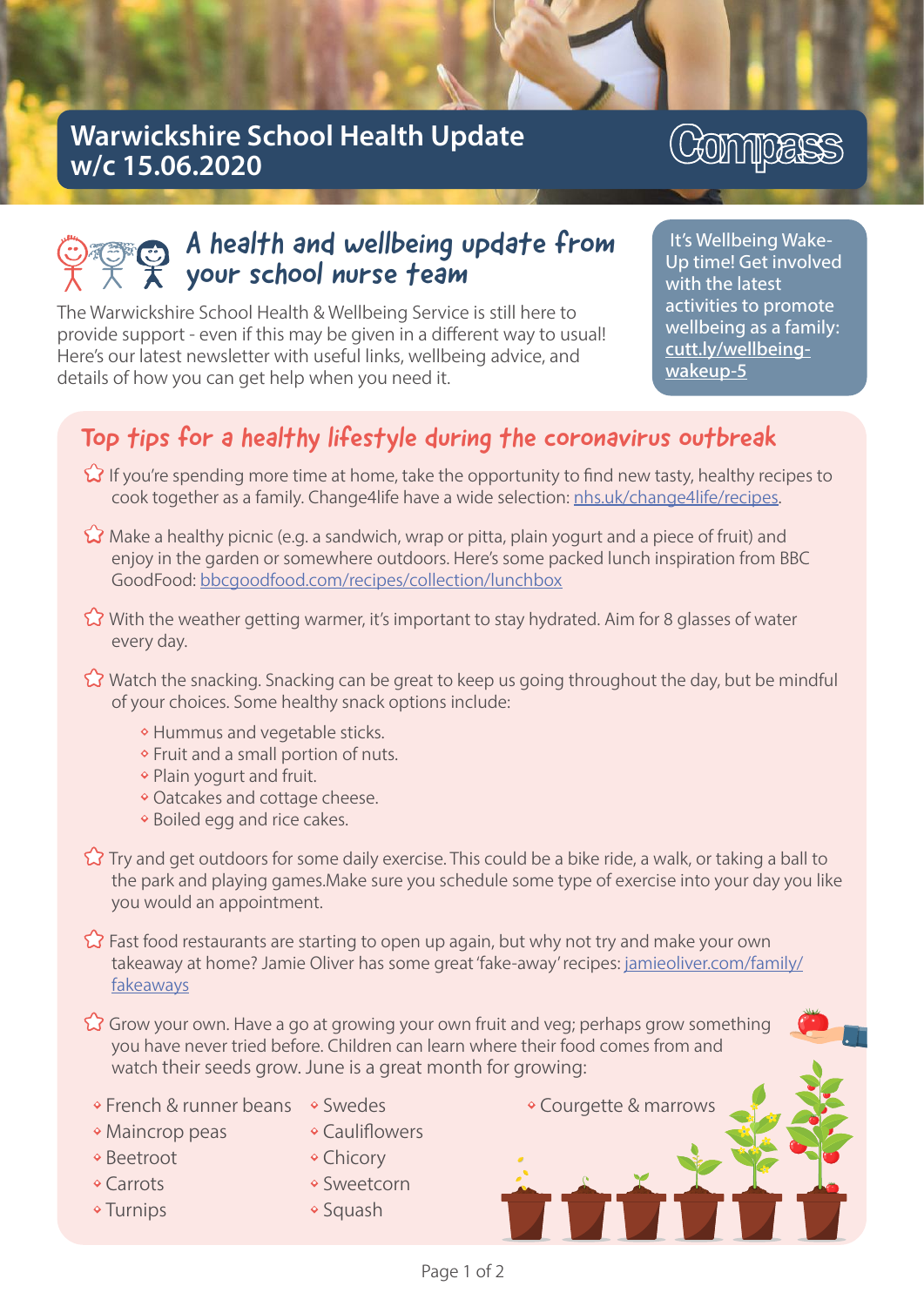# Warwickshire School Health Update w/c 15.06.2020

Compass

## A health and wellbeing update from your school nurse team

The Warwickshire School Health & Wellbeing Service is still here to provide support - even if this may be given in a different way to usual! Here's our latest newsletter with useful links, wellbeing advice, and details of how you can get help when you need it.

It's Wellbeing Wake-Up time! Get involved with the latest activities to promote wellbeing as a family: cutt.ly/wellbeing-wakeup-5

## Top tips for a healthy lifestyle during the coronavirus outbreak

- If you're spending more time at home, take the opportunity to find new tasty, healthy recipes to cook together as a family. Change4life have a wide selection: nhs.uk/change4life/recipes.
- Make a healthy picnic (e.g. a sandwich, wrap or pitta, plain yogurt and a piece of fruit) and enjoy in the garden or somewhere outdoors. Here's some packed lunch inspiration from BBC GoodFood: bbcgoodfood.com/recipes/collection/lunchbox
- With the weather getting warmer, it's important to stay hydrated. Aim for 8 glasses of water every day.
- Watch the snacking. Snacking can be great to keep us going throughout the day, but be mindful of your choices. Some healthy snack options include:
  - Hummus and vegetable sticks.
  - Fruit and a small portion of nuts.
  - Plain yogurt and fruit.
  - Oatcakes and cottage cheese.
  - Boiled egg and rice cakes.
- Try and get outdoors for some daily exercise. This could be a bike ride, a walk, or taking a ball to the park and playing games.Make sure you schedule some type of exercise into your day you like you would an appointment.
- Fast food restaurants are starting to open up again, but why not try and make your own takeaway at home? Jamie Oliver has some great 'fake-away' recipes: jamieoliver.com/family/fakeaways
- Grow your own. Have a go at growing your own fruit and veg; perhaps grow something you have never tried before. Children can learn where their food comes from and watch their seeds grow. June is a great month for growing:
  - French & runner beans
  - Maincrop peas
  - Beetroot
  - Carrots
  - Turnips
  - Swedes
  - Cauliflowers
  - Chicory
  - Sweetcorn
  - Squash
  - Courgette & marrows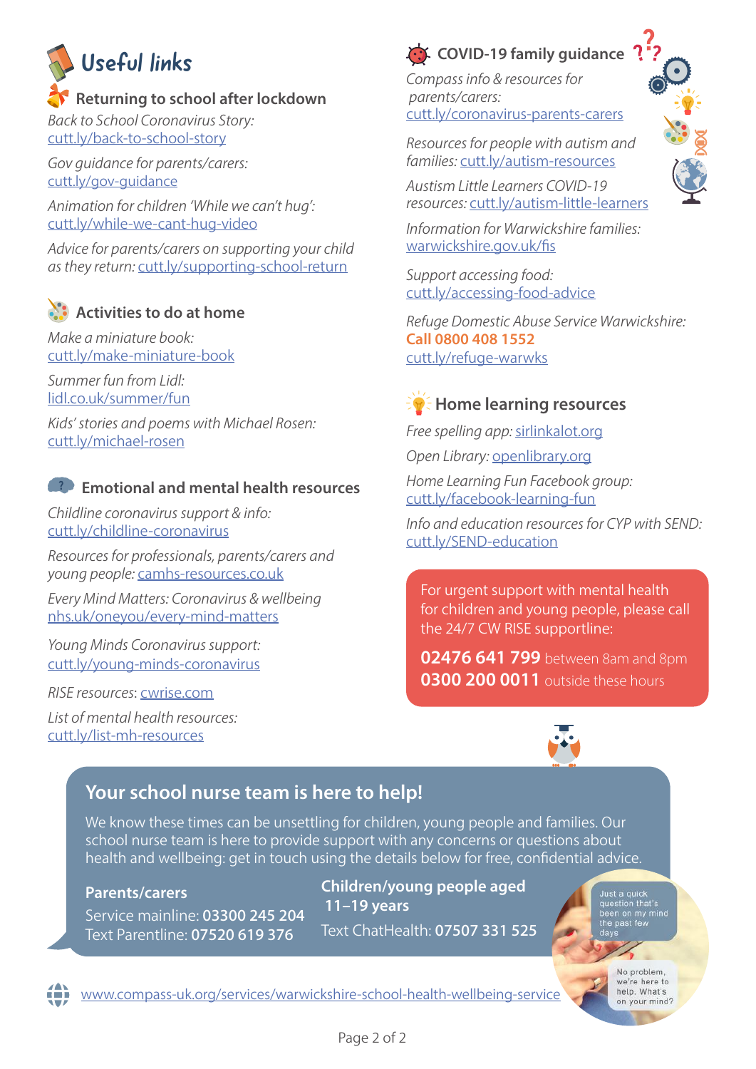# Useful links

## Returning to school after lockdown

*Back to School Coronavirus Story:* cutt.ly/back-to-school-story

*Gov guidance for parents/carers:* cutt.ly/gov-guidance

*Animation for children 'While we can't hug':* cutt.ly/while-we-cant-hug-video

*Advice for parents/carers on supporting your child as they return:* cutt.ly/supporting-school-return

## Activities to do at home

*Make a miniature book:* cutt.ly/make-miniature-book

*Summer fun from Lidl:* lidl.co.uk/summer/fun

*Kids' stories and poems with Michael Rosen:* cutt.ly/michael-rosen

## Emotional and mental health resources

*Childline coronavirus support & info:* cutt.ly/childline-coronavirus

*Resources for professionals, parents/carers and young people:* camhs-resources.co.uk

*Every Mind Matters: Coronavirus & wellbeing* nhs.uk/oneyou/every-mind-matters

*Young Minds Coronavirus support:* cutt.ly/young-minds-coronavirus

*RISE resources*: cwrise.com

*List of mental health resources:* cutt.ly/list-mh-resources

## COVID-19 family guidance

*Compass info & resources for parents/carers:* cutt.ly/coronavirus-parents-carers

*Resources for people with autism and families:* cutt.ly/autism-resources

*Austism Little Learners COVID-19 resources:* cutt.ly/autism-little-learners

*Information for Warwickshire families:* warwickshire.gov.uk/fis

*Support accessing food:* cutt.ly/accessing-food-advice

*Refuge Domestic Abuse Service Warwickshire:* **Call 0800 408 1552** cutt.ly/refuge-warwks

## Home learning resources

*Free spelling app:* sirlinkalot.org

*Open Library:* openlibrary.org

*Home Learning Fun Facebook group:* cutt.ly/facebook-learning-fun

*Info and education resources for CYP with SEND:* cutt.ly/SEND-education

For urgent support with mental health for children and young people, please call the 24/7 CW RISE supportline:

**02476 641 799** between 8am and 8pm
**0300 200 0011** outside these hours

## Your school nurse team is here to help!

We know these times can be unsettling for children, young people and families. Our school nurse team is here to provide support with any concerns or questions about health and wellbeing: get in touch using the details below for free, confidential advice.

**Parents/carers**
Service mainline: **03300 245 204**
Text Parentline: **07520 619 376**

**Children/young people aged 11–19 years**
Text ChatHealth: **07507 331 525**

Just a quick question that's been on my mind the past few days

No problem, we're here to help. What's on your mind?

www.compass-uk.org/services/warwickshire-school-health-wellbeing-service